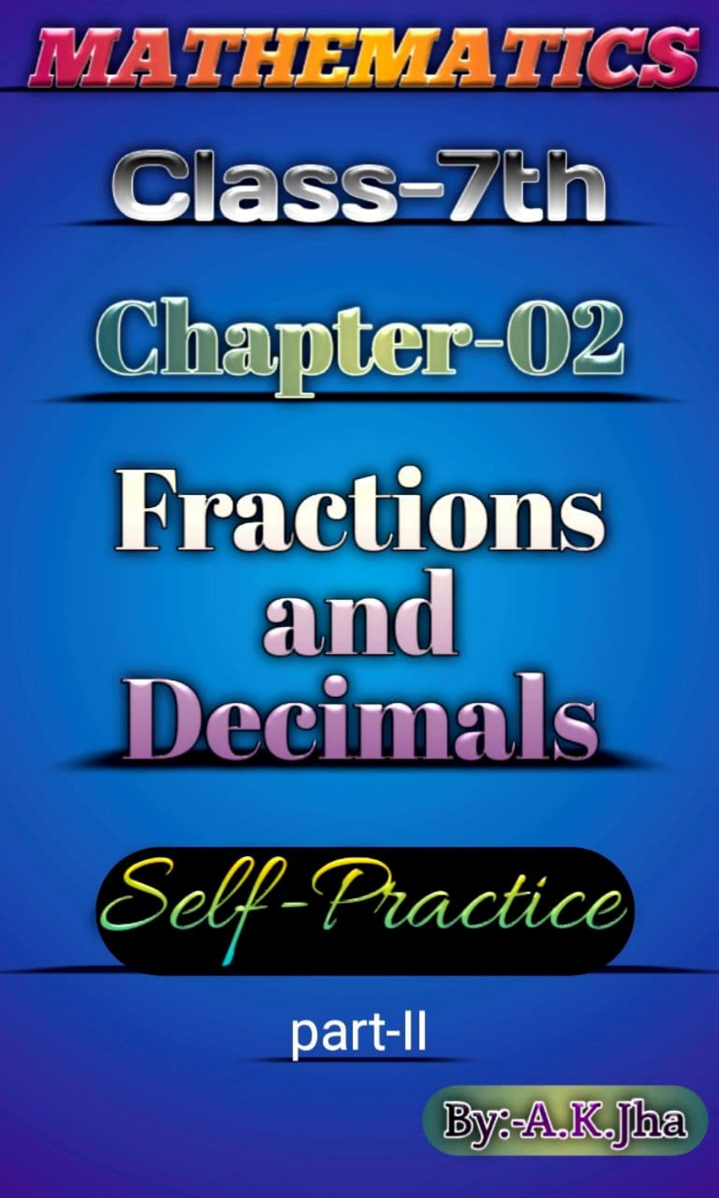# MATHEMATICS

## Class-7th

## Chapter-02

# Fractions and Decimals

### Self-Practice

part-II

By:-A.K.Jha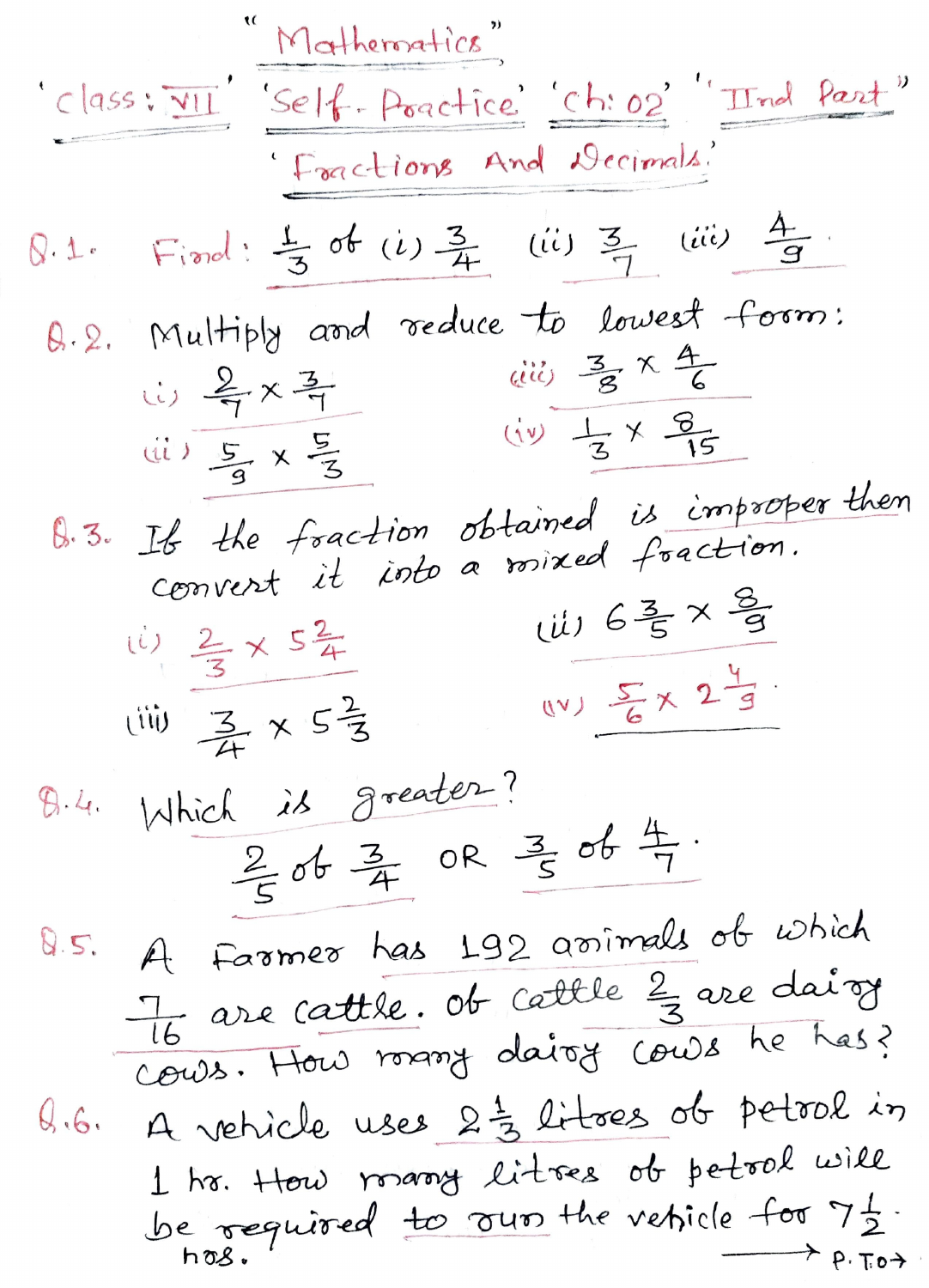# "Mathematics"

'Class: VII' 'Self-Practice' 'Ch: 02' "IInd Part"

## 'Fractions And Decimals'

**Q.1.** Find: $\frac{1}{3}$ of (i) $\frac{3}{4}$ (ii) $\frac{3}{7}$ (iii) $\frac{4}{9}$.

**Q.2.** Multiply and reduce to lowest form:

(i) $\frac{2}{7} \times \frac{3}{7}$

(ii) $\frac{5}{9} \times \frac{5}{3}$

(iii) $\frac{3}{8} \times \frac{4}{6}$

(iv) $\frac{1}{3} \times \frac{8}{15}$

**Q.3.** If the fraction obtained is improper then convert it into a mixed fraction.

(i) $\frac{2}{3} \times 5\frac{2}{4}$

(ii) $6\frac{3}{5} \times \frac{8}{9}$

(iii) $\frac{3}{4} \times 5\frac{2}{3}$

(iv) $\frac{5}{6} \times 2\frac{4}{9}$.

**Q.4.** Which is greater?

$\frac{2}{5}$ of $\frac{3}{4}$ OR $\frac{3}{5}$ of $\frac{4}{7}$.

**Q.5.** A Farmer has 192 animals of which $\frac{7}{16}$ are cattle. Of cattle $\frac{2}{3}$ are dairy cows. How many dairy cows he has?

**Q.6.** A vehicle uses $2\frac{1}{3}$ litres of petrol in 1 hr. How many litres of petrol will be required to run the vehicle for $7\frac{1}{2}$ hrs.

→ P.T.O→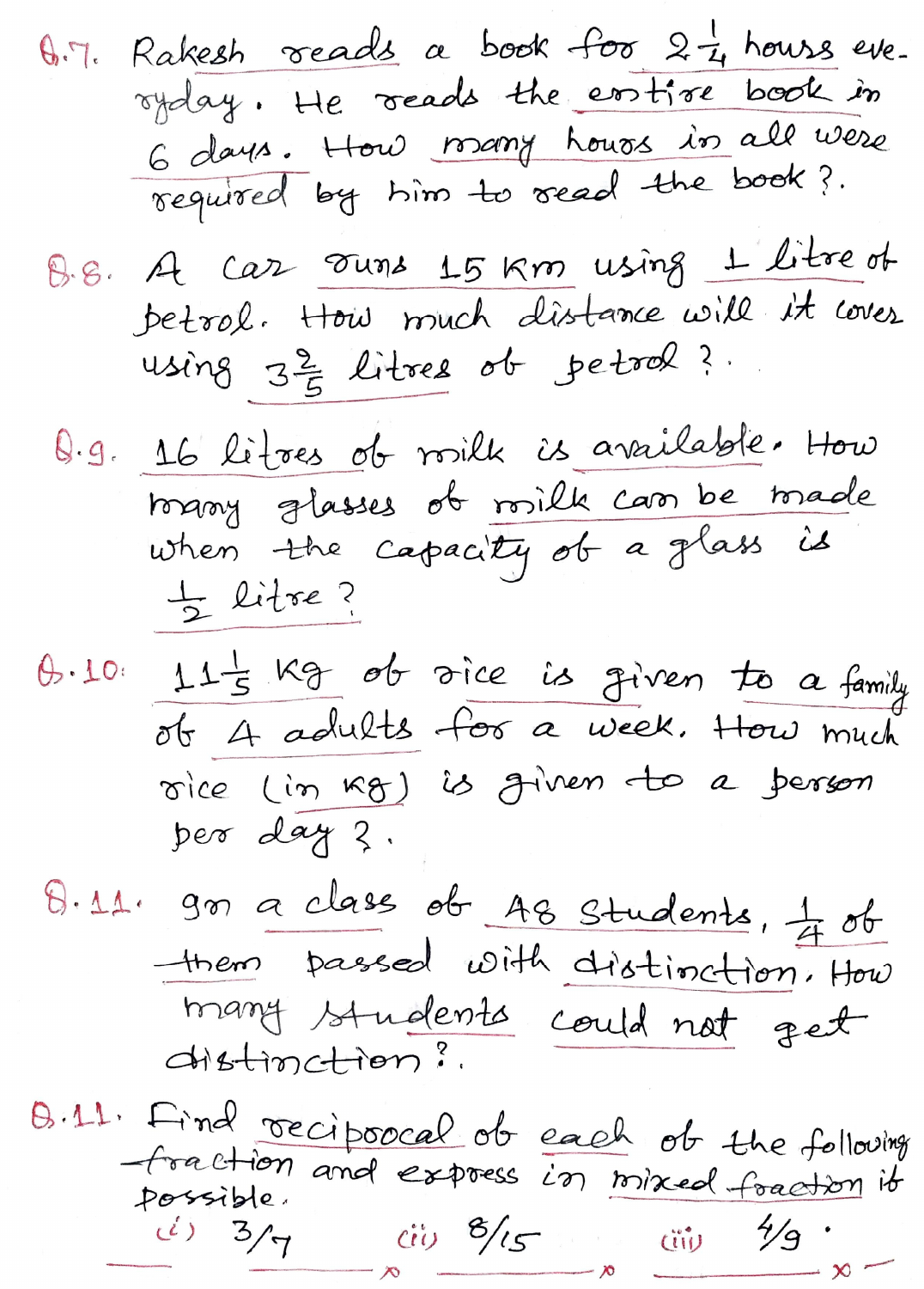Q.7. Rakesh reads a book for $2\frac{1}{4}$ hours everyday. He reads the entire book in 6 days. How many hours in all were required by him to read the book ?.

Q.8. A car runs 15 Km using 1 litre of petrol. How much distance will it cover using $3\frac{2}{5}$ litres of petrol ?.

Q.9. 16 litres of milk is available. How many glasses of milk can be made when the capacity of a glass is $\frac{1}{2}$ litre ?

Q.10. $11\frac{1}{5}$ Kg of rice is given to a family of 4 adults for a week. How much rice (in Kg) is given to a person per day ?.

Q.11. In a class of 48 Students, $\frac{1}{4}$ of them passed with distinction. How many Students could not get distinction ?.

Q.11. Find reciprocal of each of the following fraction and express in mixed fraction if possible.

(i) $3/7$ (ii) $8/15$ (iii) $4/9$.

x